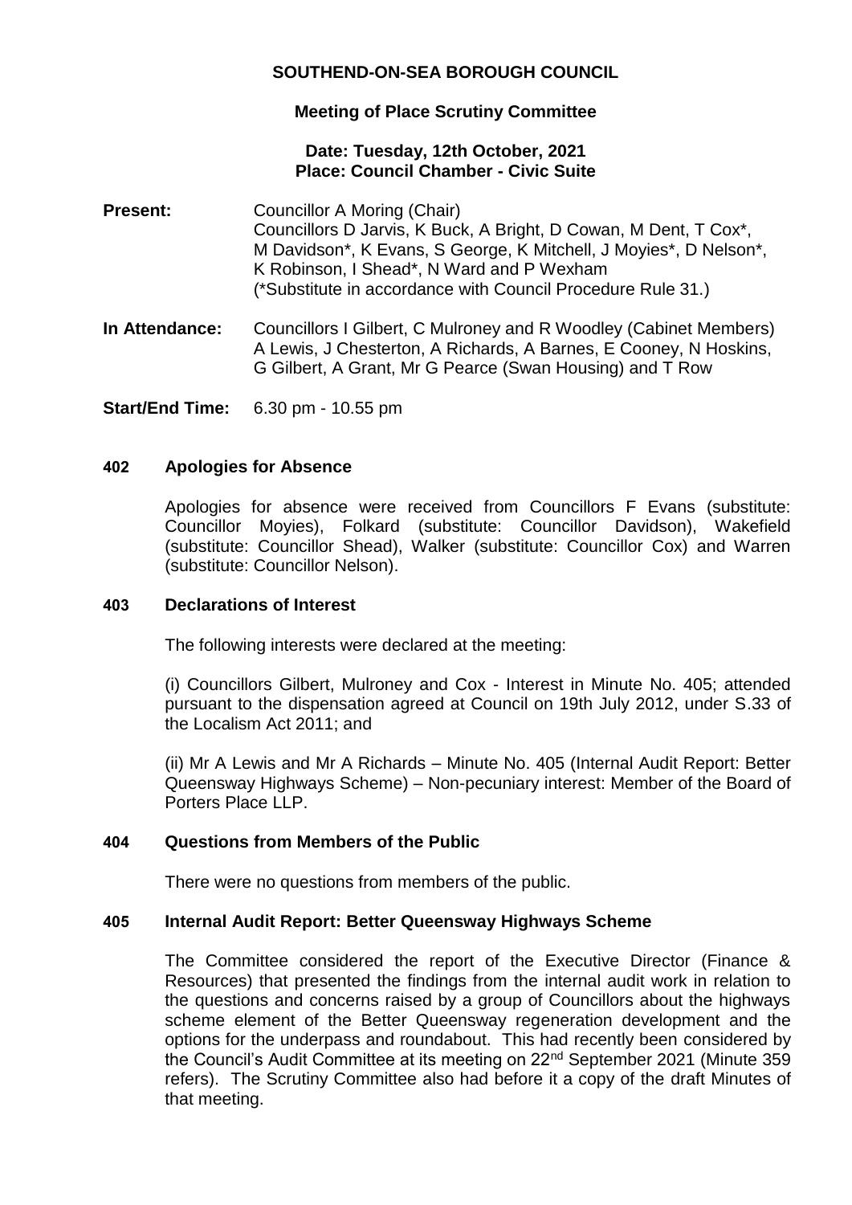# SOUTHEND-ON-SEA BOROUGH COUNCIL

## Meeting of Place Scrutiny Committee

**Date: Tuesday, 12th October, 2021**
**Place: Council Chamber - Civic Suite**

| | |
|---|---|
| **Present:** | Councillor A Moring (Chair)<br>Councillors D Jarvis, K Buck, A Bright, D Cowan, M Dent, T Cox*, M Davidson*, K Evans, S George, K Mitchell, J Moyies*, D Nelson*, K Robinson, I Shead*, N Ward and P Wexham<br>(*Substitute in accordance with Council Procedure Rule 31.) |
| **In Attendance:** | Councillors I Gilbert, C Mulroney and R Woodley (Cabinet Members)<br>A Lewis, J Chesterton, A Richards, A Barnes, E Cooney, N Hoskins, G Gilbert, A Grant, Mr G Pearce (Swan Housing) and T Row |
| **Start/End Time:** | 6.30 pm - 10.55 pm |

### 402 Apologies for Absence

Apologies for absence were received from Councillors F Evans (substitute: Councillor Moyies), Folkard (substitute: Councillor Davidson), Wakefield (substitute: Councillor Shead), Walker (substitute: Councillor Cox) and Warren (substitute: Councillor Nelson).

### 403 Declarations of Interest

The following interests were declared at the meeting:

(i) Councillors Gilbert, Mulroney and Cox - Interest in Minute No. 405; attended pursuant to the dispensation agreed at Council on 19th July 2012, under S.33 of the Localism Act 2011; and

(ii) Mr A Lewis and Mr A Richards – Minute No. 405 (Internal Audit Report: Better Queensway Highways Scheme) – Non-pecuniary interest: Member of the Board of Porters Place LLP.

### 404 Questions from Members of the Public

There were no questions from members of the public.

### 405 Internal Audit Report: Better Queensway Highways Scheme

The Committee considered the report of the Executive Director (Finance & Resources) that presented the findings from the internal audit work in relation to the questions and concerns raised by a group of Councillors about the highways scheme element of the Better Queensway regeneration development and the options for the underpass and roundabout. This had recently been considered by the Council's Audit Committee at its meeting on 22nd September 2021 (Minute 359 refers). The Scrutiny Committee also had before it a copy of the draft Minutes of that meeting.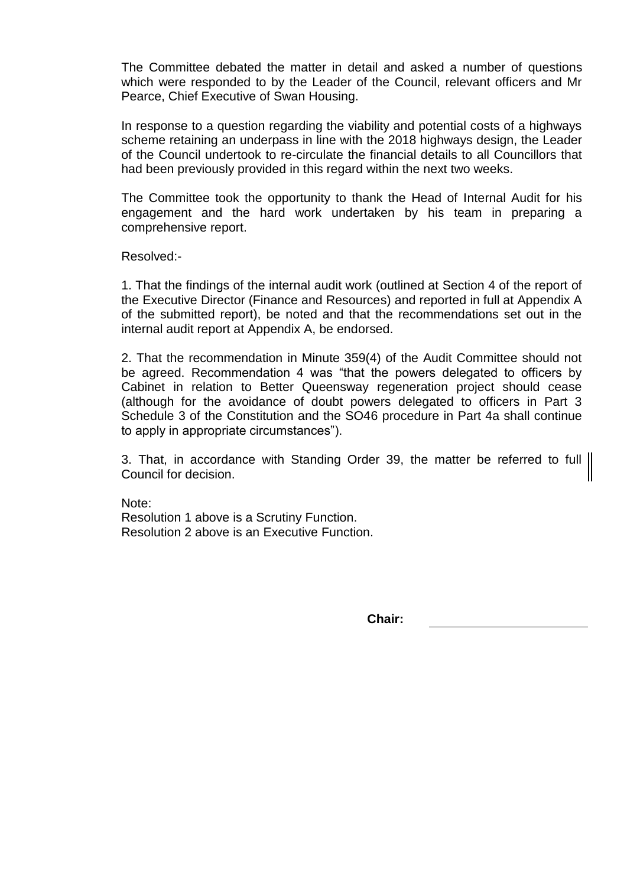The Committee debated the matter in detail and asked a number of questions which were responded to by the Leader of the Council, relevant officers and Mr Pearce, Chief Executive of Swan Housing.

In response to a question regarding the viability and potential costs of a highways scheme retaining an underpass in line with the 2018 highways design, the Leader of the Council undertook to re-circulate the financial details to all Councillors that had been previously provided in this regard within the next two weeks.

The Committee took the opportunity to thank the Head of Internal Audit for his engagement and the hard work undertaken by his team in preparing a comprehensive report.

Resolved:-

1. That the findings of the internal audit work (outlined at Section 4 of the report of the Executive Director (Finance and Resources) and reported in full at Appendix A of the submitted report), be noted and that the recommendations set out in the internal audit report at Appendix A, be endorsed.

2. That the recommendation in Minute 359(4) of the Audit Committee should not be agreed. Recommendation 4 was "that the powers delegated to officers by Cabinet in relation to Better Queensway regeneration project should cease (although for the avoidance of doubt powers delegated to officers in Part 3 Schedule 3 of the Constitution and the SO46 procedure in Part 4a shall continue to apply in appropriate circumstances").

3. That, in accordance with Standing Order 39, the matter be referred to full Council for decision.

Note:
Resolution 1 above is a Scrutiny Function.
Resolution 2 above is an Executive Function.

**Chair:** ______________________